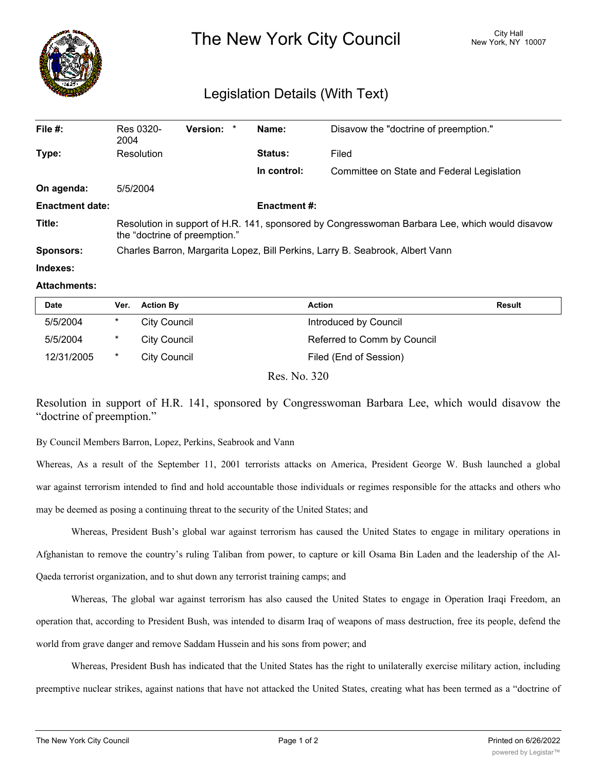# The New York City Council

City Hall
New York, NY 10007

## Legislation Details (With Text)

| | | | | |
|---|---|---|---|---|
| **File #:** | Res 0320-2004 | **Version:** * | **Name:** | Disavow the "doctrine of preemption." |
| **Type:** | Resolution | | **Status:** | Filed |
| | | | **In control:** | Committee on State and Federal Legislation |
| **On agenda:** | 5/5/2004 | | | |
| **Enactment date:** | | | **Enactment #:** | |

**Title:** Resolution in support of H.R. 141, sponsored by Congresswoman Barbara Lee, which would disavow the "doctrine of preemption."

**Sponsors:** Charles Barron, Margarita Lopez, Bill Perkins, Larry B. Seabrook, Albert Vann

**Indexes:**

**Attachments:**

| Date | Ver. | Action By | Action | Result |
|---|---|---|---|---|
| 5/5/2004 | * | City Council | Introduced by Council | |
| 5/5/2004 | * | City Council | Referred to Comm by Council | |
| 12/31/2005 | * | City Council | Filed (End of Session) | |

Res. No. 320

Resolution in support of H.R. 141, sponsored by Congresswoman Barbara Lee, which would disavow the "doctrine of preemption."

By Council Members Barron, Lopez, Perkins, Seabrook and Vann

Whereas, As a result of the September 11, 2001 terrorists attacks on America, President George W. Bush launched a global war against terrorism intended to find and hold accountable those individuals or regimes responsible for the attacks and others who may be deemed as posing a continuing threat to the security of the United States; and

Whereas, President Bush's global war against terrorism has caused the United States to engage in military operations in Afghanistan to remove the country's ruling Taliban from power, to capture or kill Osama Bin Laden and the leadership of the Al-Qaeda terrorist organization, and to shut down any terrorist training camps; and

Whereas, The global war against terrorism has also caused the United States to engage in Operation Iraqi Freedom, an operation that, according to President Bush, was intended to disarm Iraq of weapons of mass destruction, free its people, defend the world from grave danger and remove Saddam Hussein and his sons from power; and

Whereas, President Bush has indicated that the United States has the right to unilaterally exercise military action, including preemptive nuclear strikes, against nations that have not attacked the United States, creating what has been termed as a "doctrine of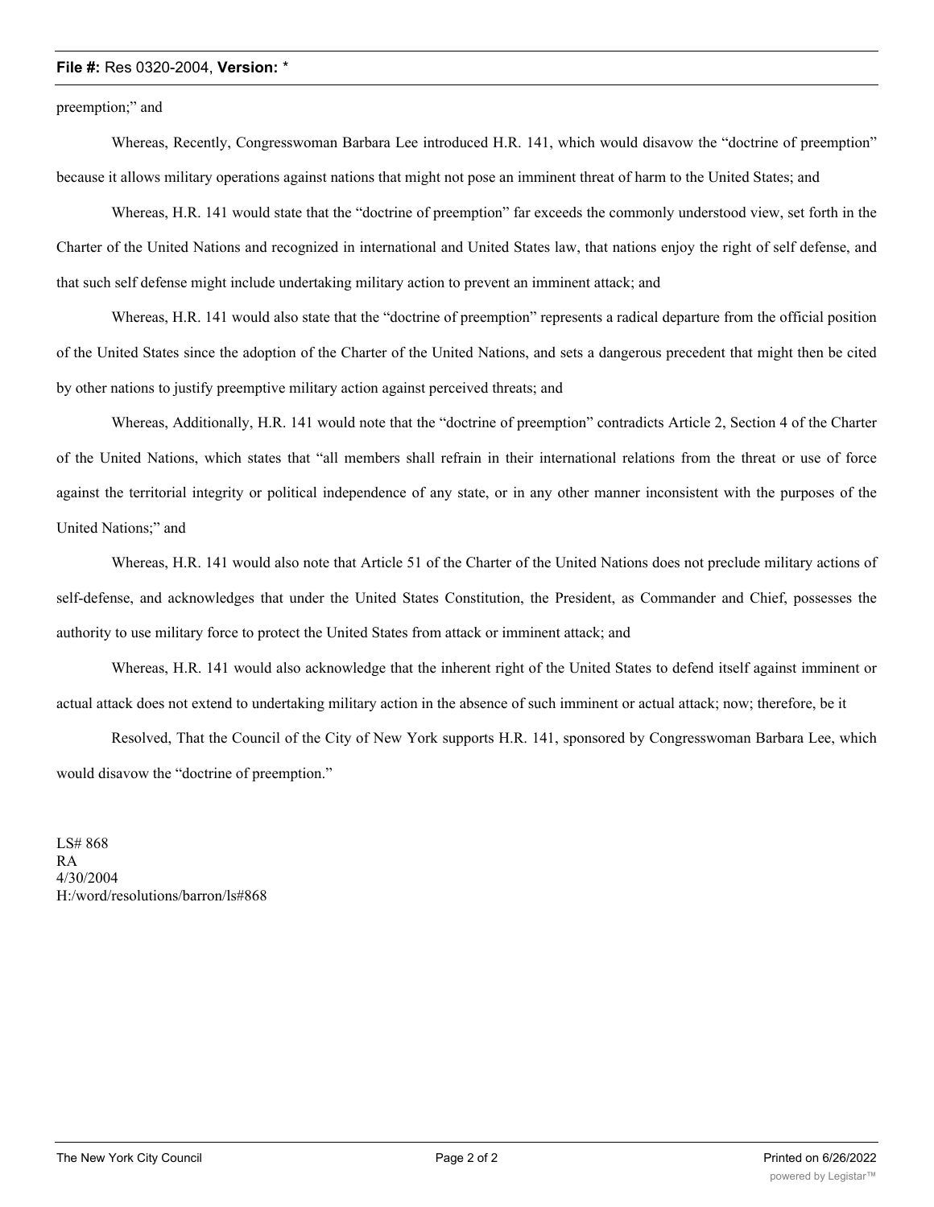preemption;" and

Whereas, Recently, Congresswoman Barbara Lee introduced H.R. 141, which would disavow the "doctrine of preemption" because it allows military operations against nations that might not pose an imminent threat of harm to the United States; and

Whereas, H.R. 141 would state that the "doctrine of preemption" far exceeds the commonly understood view, set forth in the Charter of the United Nations and recognized in international and United States law, that nations enjoy the right of self defense, and that such self defense might include undertaking military action to prevent an imminent attack; and

Whereas, H.R. 141 would also state that the "doctrine of preemption" represents a radical departure from the official position of the United States since the adoption of the Charter of the United Nations, and sets a dangerous precedent that might then be cited by other nations to justify preemptive military action against perceived threats; and

Whereas, Additionally, H.R. 141 would note that the "doctrine of preemption" contradicts Article 2, Section 4 of the Charter of the United Nations, which states that "all members shall refrain in their international relations from the threat or use of force against the territorial integrity or political independence of any state, or in any other manner inconsistent with the purposes of the United Nations;" and

Whereas, H.R. 141 would also note that Article 51 of the Charter of the United Nations does not preclude military actions of self-defense, and acknowledges that under the United States Constitution, the President, as Commander and Chief, possesses the authority to use military force to protect the United States from attack or imminent attack; and

Whereas, H.R. 141 would also acknowledge that the inherent right of the United States to defend itself against imminent or actual attack does not extend to undertaking military action in the absence of such imminent or actual attack; now; therefore, be it

Resolved, That the Council of the City of New York supports H.R. 141, sponsored by Congresswoman Barbara Lee, which would disavow the "doctrine of preemption."

LS# 868
RA
4/30/2004
H:/word/resolutions/barron/ls#868